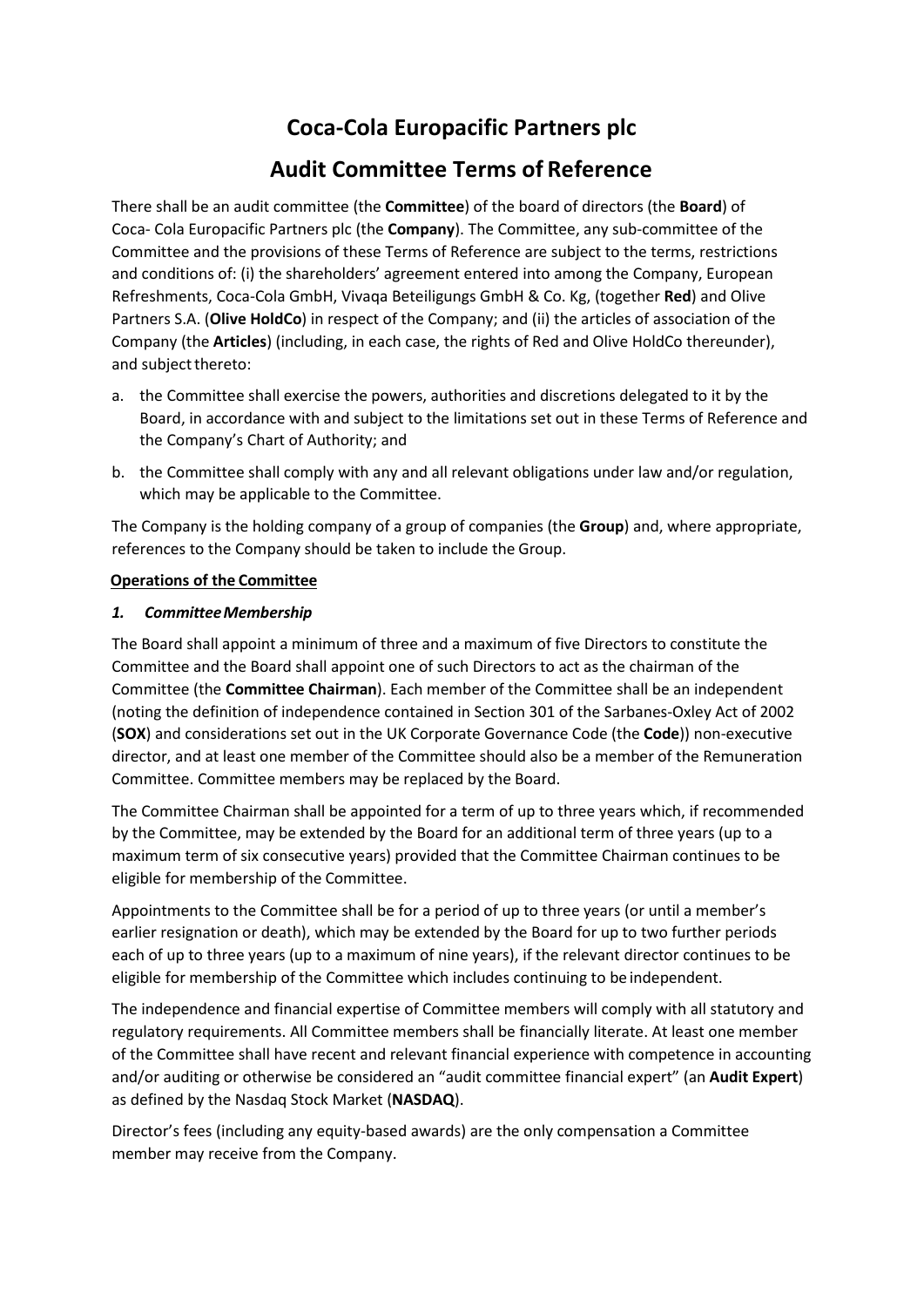# Coca-Cola Europacific Partners plc

## Audit Committee Terms of Reference

There shall be an audit committee (the **Committee**) of the board of directors (the **Board**) of Coca- Cola Europacific Partners plc (the **Company**). The Committee, any sub-committee of the Committee and the provisions of these Terms of Reference are subject to the terms, restrictions and conditions of: (i) the shareholders' agreement entered into among the Company, European Refreshments, Coca-Cola GmbH, Vivaqa Beteiligungs GmbH & Co. Kg, (together **Red**) and Olive Partners S.A. (**Olive HoldCo**) in respect of the Company; and (ii) the articles of association of the Company (the **Articles**) (including, in each case, the rights of Red and Olive HoldCo thereunder), and subject thereto:

a. the Committee shall exercise the powers, authorities and discretions delegated to it by the Board, in accordance with and subject to the limitations set out in these Terms of Reference and the Company's Chart of Authority; and

b. the Committee shall comply with any and all relevant obligations under law and/or regulation, which may be applicable to the Committee.

The Company is the holding company of a group of companies (the **Group**) and, where appropriate, references to the Company should be taken to include the Group.

**Operations of the Committee**

***1. Committee Membership***

The Board shall appoint a minimum of three and a maximum of five Directors to constitute the Committee and the Board shall appoint one of such Directors to act as the chairman of the Committee (the **Committee Chairman**). Each member of the Committee shall be an independent (noting the definition of independence contained in Section 301 of the Sarbanes-Oxley Act of 2002 (**SOX**) and considerations set out in the UK Corporate Governance Code (the **Code**)) non-executive director, and at least one member of the Committee should also be a member of the Remuneration Committee. Committee members may be replaced by the Board.

The Committee Chairman shall be appointed for a term of up to three years which, if recommended by the Committee, may be extended by the Board for an additional term of three years (up to a maximum term of six consecutive years) provided that the Committee Chairman continues to be eligible for membership of the Committee.

Appointments to the Committee shall be for a period of up to three years (or until a member's earlier resignation or death), which may be extended by the Board for up to two further periods each of up to three years (up to a maximum of nine years), if the relevant director continues to be eligible for membership of the Committee which includes continuing to be independent.

The independence and financial expertise of Committee members will comply with all statutory and regulatory requirements. All Committee members shall be financially literate. At least one member of the Committee shall have recent and relevant financial experience with competence in accounting and/or auditing or otherwise be considered an "audit committee financial expert" (an **Audit Expert**) as defined by the Nasdaq Stock Market (**NASDAQ**).

Director's fees (including any equity-based awards) are the only compensation a Committee member may receive from the Company.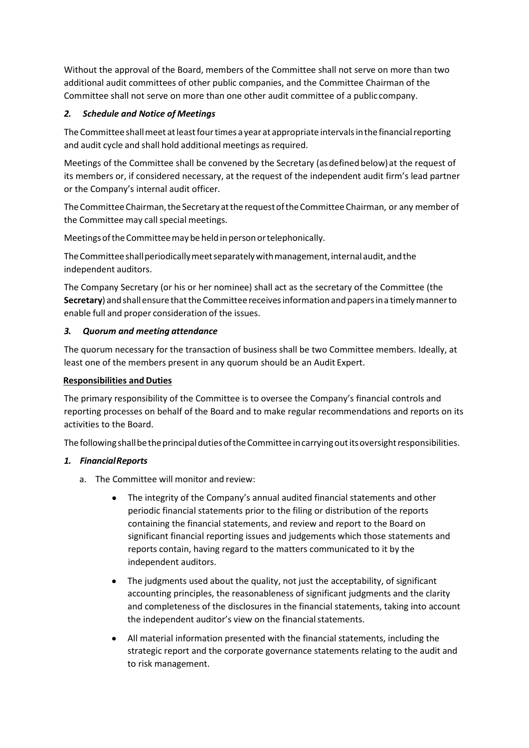Without the approval of the Board, members of the Committee shall not serve on more than two additional audit committees of other public companies, and the Committee Chairman of the Committee shall not serve on more than one other audit committee of a public company.

### *2. Schedule and Notice of Meetings*

The Committee shall meet at least four times a year at appropriate intervals in the financial reporting and audit cycle and shall hold additional meetings as required.

Meetings of the Committee shall be convened by the Secretary (as defined below) at the request of its members or, if considered necessary, at the request of the independent audit firm's lead partner or the Company's internal audit officer.

The Committee Chairman, the Secretary at the request of the Committee Chairman, or any member of the Committee may call special meetings.

Meetings of the Committee may be held in person or telephonically.

The Committee shall periodically meet separately with management, internal audit, and the independent auditors.

The Company Secretary (or his or her nominee) shall act as the secretary of the Committee (the **Secretary**) and shall ensure that the Committee receives information and papers in a timely manner to enable full and proper consideration of the issues.

### *3. Quorum and meeting attendance*

The quorum necessary for the transaction of business shall be two Committee members. Ideally, at least one of the members present in any quorum should be an Audit Expert.

## Responsibilities and Duties

The primary responsibility of the Committee is to oversee the Company's financial controls and reporting processes on behalf of the Board and to make regular recommendations and reports on its activities to the Board.

The following shall be the principal duties of the Committee in carrying out its oversight responsibilities.

### *1. Financial Reports*

a. The Committee will monitor and review:

   - The integrity of the Company's annual audited financial statements and other periodic financial statements prior to the filing or distribution of the reports containing the financial statements, and review and report to the Board on significant financial reporting issues and judgements which those statements and reports contain, having regard to the matters communicated to it by the independent auditors.

   - The judgments used about the quality, not just the acceptability, of significant accounting principles, the reasonableness of significant judgments and the clarity and completeness of the disclosures in the financial statements, taking into account the independent auditor's view on the financial statements.

   - All material information presented with the financial statements, including the strategic report and the corporate governance statements relating to the audit and to risk management.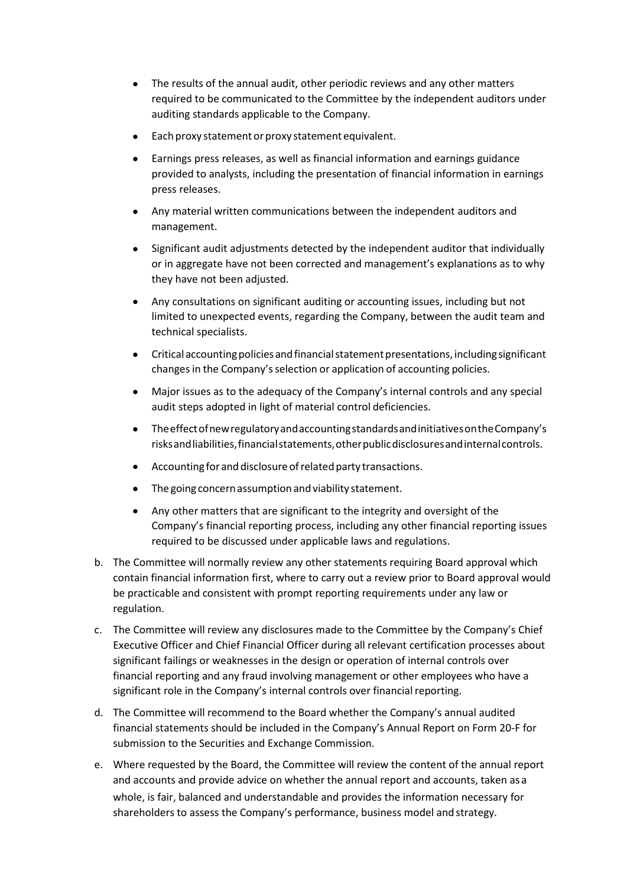- The results of the annual audit, other periodic reviews and any other matters required to be communicated to the Committee by the independent auditors under auditing standards applicable to the Company.
- Each proxy statement or proxy statement equivalent.
- Earnings press releases, as well as financial information and earnings guidance provided to analysts, including the presentation of financial information in earnings press releases.
- Any material written communications between the independent auditors and management.
- Significant audit adjustments detected by the independent auditor that individually or in aggregate have not been corrected and management's explanations as to why they have not been adjusted.
- Any consultations on significant auditing or accounting issues, including but not limited to unexpected events, regarding the Company, between the audit team and technical specialists.
- Critical accounting policies and financial statement presentations, including significant changes in the Company's selection or application of accounting policies.
- Major issues as to the adequacy of the Company's internal controls and any special audit steps adopted in light of material control deficiencies.
- The effect of new regulatory and accounting standards and initiatives on the Company's risks and liabilities, financial statements, other public disclosures and internal controls.
- Accounting for and disclosure of related party transactions.
- The going concern assumption and viability statement.
- Any other matters that are significant to the integrity and oversight of the Company's financial reporting process, including any other financial reporting issues required to be discussed under applicable laws and regulations.

b. The Committee will normally review any other statements requiring Board approval which contain financial information first, where to carry out a review prior to Board approval would be practicable and consistent with prompt reporting requirements under any law or regulation.

c. The Committee will review any disclosures made to the Committee by the Company's Chief Executive Officer and Chief Financial Officer during all relevant certification processes about significant failings or weaknesses in the design or operation of internal controls over financial reporting and any fraud involving management or other employees who have a significant role in the Company's internal controls over financial reporting.

d. The Committee will recommend to the Board whether the Company's annual audited financial statements should be included in the Company's Annual Report on Form 20-F for submission to the Securities and Exchange Commission.

e. Where requested by the Board, the Committee will review the content of the annual report and accounts and provide advice on whether the annual report and accounts, taken as a whole, is fair, balanced and understandable and provides the information necessary for shareholders to assess the Company's performance, business model and strategy.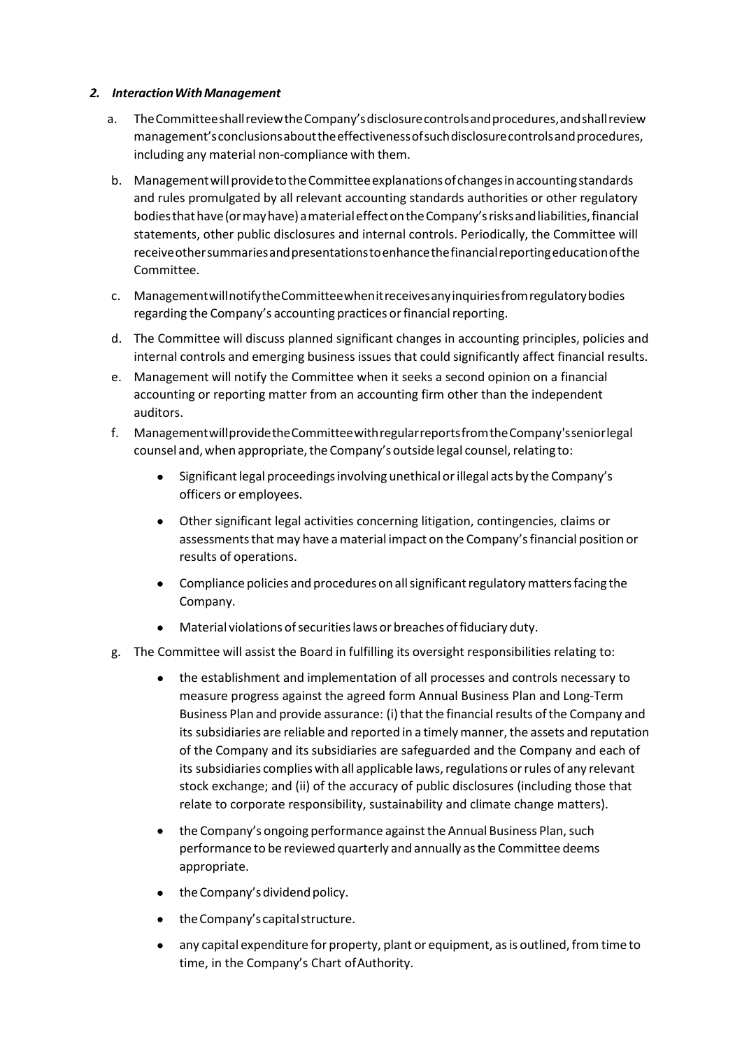## 2. *Interaction With Management*

a. The Committee shall review the Company's disclosure controls and procedures, and shall review management's conclusions about the effectiveness of such disclosure controls and procedures, including any material non-compliance with them.

b. Management will provide to the Committee explanations of changes in accounting standards and rules promulgated by all relevant accounting standards authorities or other regulatory bodies that have (or may have) a material effect on the Company's risks and liabilities, financial statements, other public disclosures and internal controls. Periodically, the Committee will receive other summaries and presentations to enhance the financial reporting education of the Committee.

c. Management will notify the Committee when it receives any inquiries from regulatory bodies regarding the Company's accounting practices or financial reporting.

d. The Committee will discuss planned significant changes in accounting principles, policies and internal controls and emerging business issues that could significantly affect financial results.

e. Management will notify the Committee when it seeks a second opinion on a financial accounting or reporting matter from an accounting firm other than the independent auditors.

f. Management will provide the Committee with regular reports from the Company's senior legal counsel and, when appropriate, the Company's outside legal counsel, relating to:

- Significant legal proceedings involving unethical or illegal acts by the Company's officers or employees.
- Other significant legal activities concerning litigation, contingencies, claims or assessments that may have a material impact on the Company's financial position or results of operations.
- Compliance policies and procedures on all significant regulatory matters facing the Company.
- Material violations of securities laws or breaches of fiduciary duty.

g. The Committee will assist the Board in fulfilling its oversight responsibilities relating to:

- the establishment and implementation of all processes and controls necessary to measure progress against the agreed form Annual Business Plan and Long-Term Business Plan and provide assurance: (i) that the financial results of the Company and its subsidiaries are reliable and reported in a timely manner, the assets and reputation of the Company and its subsidiaries are safeguarded and the Company and each of its subsidiaries complies with all applicable laws, regulations or rules of any relevant stock exchange; and (ii) of the accuracy of public disclosures (including those that relate to corporate responsibility, sustainability and climate change matters).
- the Company's ongoing performance against the Annual Business Plan, such performance to be reviewed quarterly and annually as the Committee deems appropriate.
- the Company's dividend policy.
- the Company's capital structure.
- any capital expenditure for property, plant or equipment, as is outlined, from time to time, in the Company's Chart of Authority.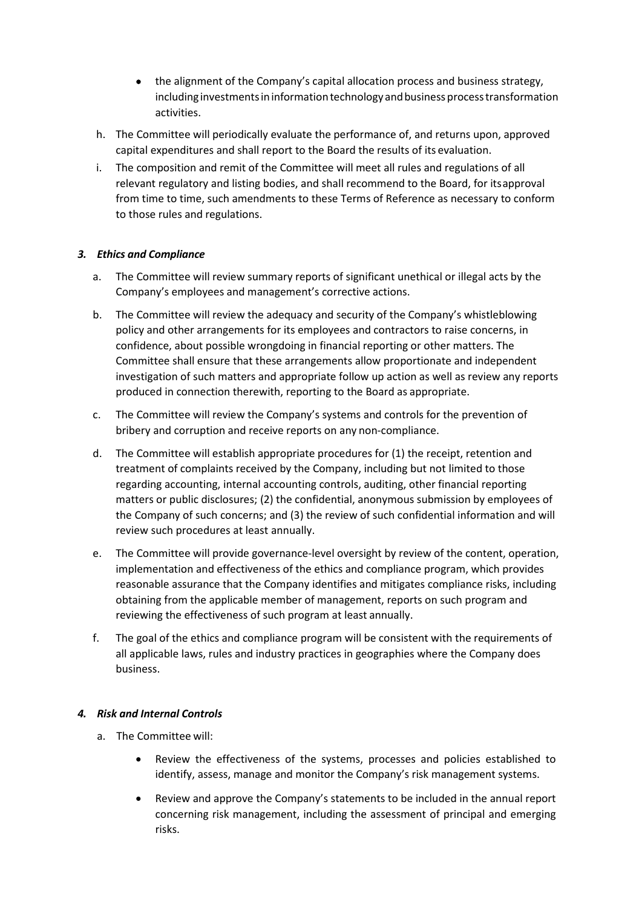- the alignment of the Company's capital allocation process and business strategy, including investments in information technology and business process transformation activities.

h. The Committee will periodically evaluate the performance of, and returns upon, approved capital expenditures and shall report to the Board the results of its evaluation.

i. The composition and remit of the Committee will meet all rules and regulations of all relevant regulatory and listing bodies, and shall recommend to the Board, for its approval from time to time, such amendments to these Terms of Reference as necessary to conform to those rules and regulations.

### *3. Ethics and Compliance*

a. The Committee will review summary reports of significant unethical or illegal acts by the Company's employees and management's corrective actions.

b. The Committee will review the adequacy and security of the Company's whistleblowing policy and other arrangements for its employees and contractors to raise concerns, in confidence, about possible wrongdoing in financial reporting or other matters. The Committee shall ensure that these arrangements allow proportionate and independent investigation of such matters and appropriate follow up action as well as review any reports produced in connection therewith, reporting to the Board as appropriate.

c. The Committee will review the Company's systems and controls for the prevention of bribery and corruption and receive reports on any non-compliance.

d. The Committee will establish appropriate procedures for (1) the receipt, retention and treatment of complaints received by the Company, including but not limited to those regarding accounting, internal accounting controls, auditing, other financial reporting matters or public disclosures; (2) the confidential, anonymous submission by employees of the Company of such concerns; and (3) the review of such confidential information and will review such procedures at least annually.

e. The Committee will provide governance-level oversight by review of the content, operation, implementation and effectiveness of the ethics and compliance program, which provides reasonable assurance that the Company identifies and mitigates compliance risks, including obtaining from the applicable member of management, reports on such program and reviewing the effectiveness of such program at least annually.

f. The goal of the ethics and compliance program will be consistent with the requirements of all applicable laws, rules and industry practices in geographies where the Company does business.

### *4. Risk and Internal Controls*

a. The Committee will:

- Review the effectiveness of the systems, processes and policies established to identify, assess, manage and monitor the Company's risk management systems.
- Review and approve the Company's statements to be included in the annual report concerning risk management, including the assessment of principal and emerging risks.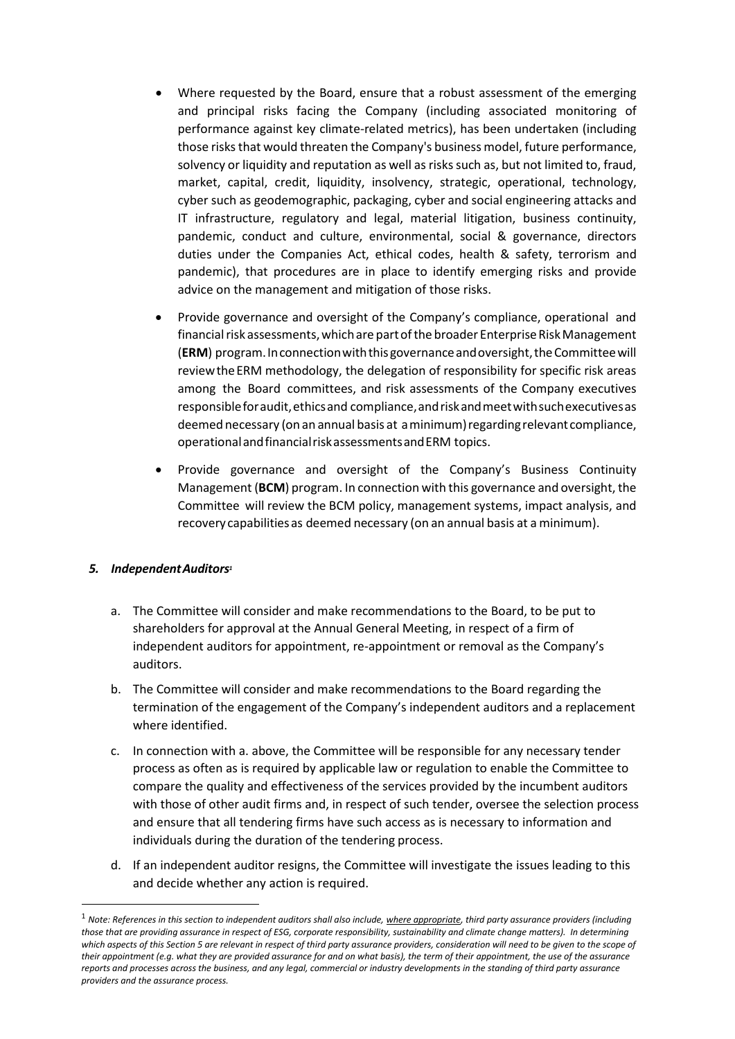- Where requested by the Board, ensure that a robust assessment of the emerging and principal risks facing the Company (including associated monitoring of performance against key climate-related metrics), has been undertaken (including those risks that would threaten the Company's business model, future performance, solvency or liquidity and reputation as well as risks such as, but not limited to, fraud, market, capital, credit, liquidity, insolvency, strategic, operational, technology, cyber such as geodemographic, packaging, cyber and social engineering attacks and IT infrastructure, regulatory and legal, material litigation, business continuity, pandemic, conduct and culture, environmental, social & governance, directors duties under the Companies Act, ethical codes, health & safety, terrorism and pandemic), that procedures are in place to identify emerging risks and provide advice on the management and mitigation of those risks.
- Provide governance and oversight of the Company's compliance, operational and financial risk assessments, which are part of the broader Enterprise Risk Management (**ERM**) program. In connection with this governance and oversight, the Committee will review the ERM methodology, the delegation of responsibility for specific risk areas among the Board committees, and risk assessments of the Company executives responsible for audit, ethics and compliance, and risk and meet with such executives as deemed necessary (on an annual basis at a minimum) regarding relevant compliance, operational and financial risk assessments and ERM topics.
- Provide governance and oversight of the Company's Business Continuity Management (**BCM**) program. In connection with this governance and oversight, the Committee will review the BCM policy, management systems, impact analysis, and recovery capabilities as deemed necessary (on an annual basis at a minimum).

### *5. Independent Auditors*[1]

a. The Committee will consider and make recommendations to the Board, to be put to shareholders for approval at the Annual General Meeting, in respect of a firm of independent auditors for appointment, re-appointment or removal as the Company's auditors.

b. The Committee will consider and make recommendations to the Board regarding the termination of the engagement of the Company's independent auditors and a replacement where identified.

c. In connection with a. above, the Committee will be responsible for any necessary tender process as often as is required by applicable law or regulation to enable the Committee to compare the quality and effectiveness of the services provided by the incumbent auditors with those of other audit firms and, in respect of such tender, oversee the selection process and ensure that all tendering firms have such access as is necessary to information and individuals during the duration of the tendering process.

d. If an independent auditor resigns, the Committee will investigate the issues leading to this and decide whether any action is required.

---

[1] *Note: References in this section to independent auditors shall also include, where appropriate, third party assurance providers (including those that are providing assurance in respect of ESG, corporate responsibility, sustainability and climate change matters). In determining which aspects of this Section 5 are relevant in respect of third party assurance providers, consideration will need to be given to the scope of their appointment (e.g. what they are provided assurance for and on what basis), the term of their appointment, the use of the assurance reports and processes across the business, and any legal, commercial or industry developments in the standing of third party assurance providers and the assurance process.*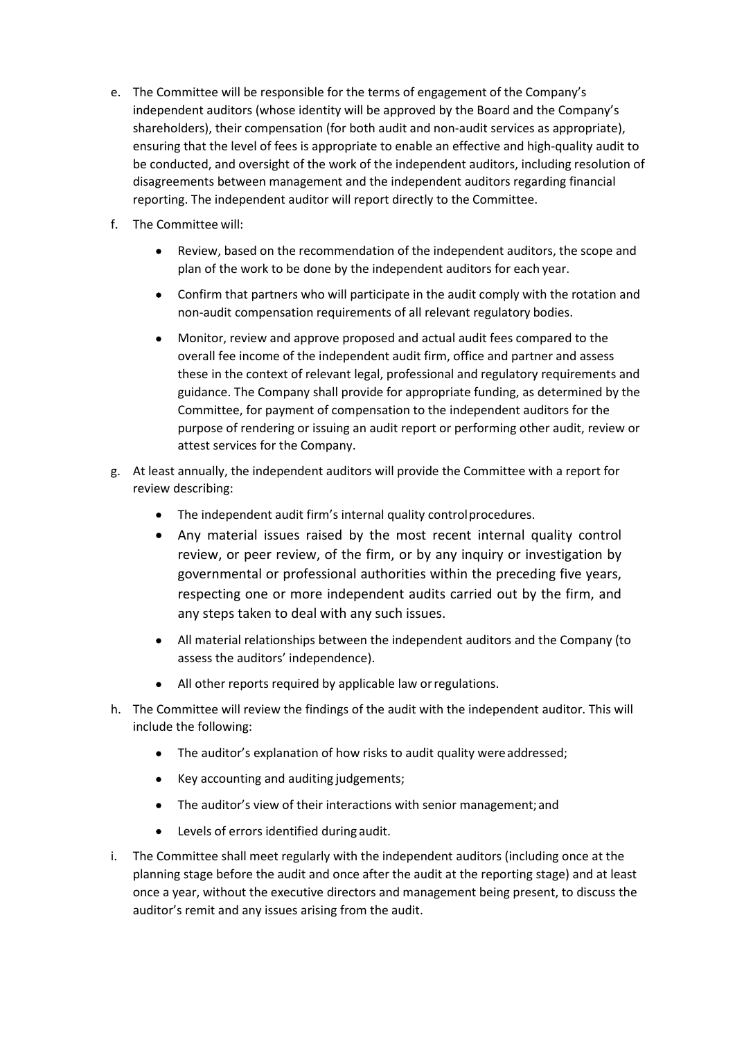e. The Committee will be responsible for the terms of engagement of the Company's independent auditors (whose identity will be approved by the Board and the Company's shareholders), their compensation (for both audit and non-audit services as appropriate), ensuring that the level of fees is appropriate to enable an effective and high-quality audit to be conducted, and oversight of the work of the independent auditors, including resolution of disagreements between management and the independent auditors regarding financial reporting. The independent auditor will report directly to the Committee.

f. The Committee will:

   - Review, based on the recommendation of the independent auditors, the scope and plan of the work to be done by the independent auditors for each year.
   - Confirm that partners who will participate in the audit comply with the rotation and non-audit compensation requirements of all relevant regulatory bodies.
   - Monitor, review and approve proposed and actual audit fees compared to the overall fee income of the independent audit firm, office and partner and assess these in the context of relevant legal, professional and regulatory requirements and guidance. The Company shall provide for appropriate funding, as determined by the Committee, for payment of compensation to the independent auditors for the purpose of rendering or issuing an audit report or performing other audit, review or attest services for the Company.

g. At least annually, the independent auditors will provide the Committee with a report for review describing:

   - The independent audit firm's internal quality control procedures.
   - Any material issues raised by the most recent internal quality control review, or peer review, of the firm, or by any inquiry or investigation by governmental or professional authorities within the preceding five years, respecting one or more independent audits carried out by the firm, and any steps taken to deal with any such issues.
   - All material relationships between the independent auditors and the Company (to assess the auditors' independence).
   - All other reports required by applicable law or regulations.

h. The Committee will review the findings of the audit with the independent auditor. This will include the following:

   - The auditor's explanation of how risks to audit quality were addressed;
   - Key accounting and auditing judgements;
   - The auditor's view of their interactions with senior management; and
   - Levels of errors identified during audit.

i. The Committee shall meet regularly with the independent auditors (including once at the planning stage before the audit and once after the audit at the reporting stage) and at least once a year, without the executive directors and management being present, to discuss the auditor's remit and any issues arising from the audit.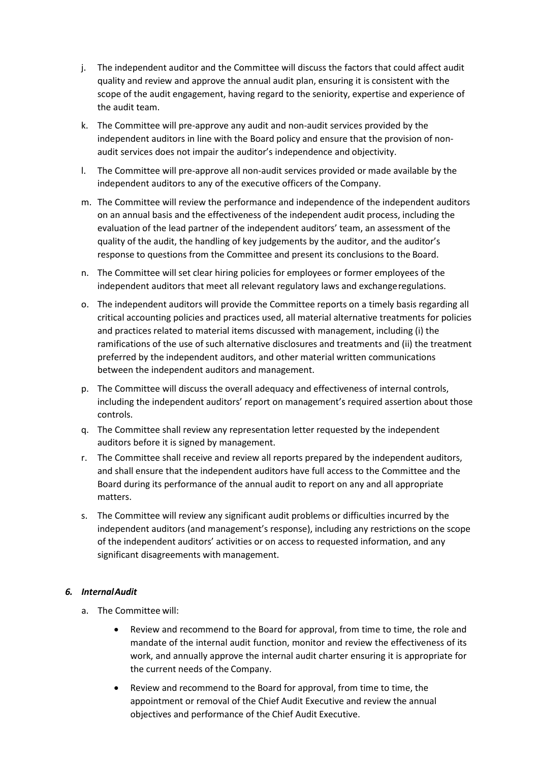j. The independent auditor and the Committee will discuss the factors that could affect audit quality and review and approve the annual audit plan, ensuring it is consistent with the scope of the audit engagement, having regard to the seniority, expertise and experience of the audit team.

k. The Committee will pre-approve any audit and non-audit services provided by the independent auditors in line with the Board policy and ensure that the provision of non-audit services does not impair the auditor's independence and objectivity.

l. The Committee will pre-approve all non-audit services provided or made available by the independent auditors to any of the executive officers of the Company.

m. The Committee will review the performance and independence of the independent auditors on an annual basis and the effectiveness of the independent audit process, including the evaluation of the lead partner of the independent auditors' team, an assessment of the quality of the audit, the handling of key judgements by the auditor, and the auditor's response to questions from the Committee and present its conclusions to the Board.

n. The Committee will set clear hiring policies for employees or former employees of the independent auditors that meet all relevant regulatory laws and exchange regulations.

o. The independent auditors will provide the Committee reports on a timely basis regarding all critical accounting policies and practices used, all material alternative treatments for policies and practices related to material items discussed with management, including (i) the ramifications of the use of such alternative disclosures and treatments and (ii) the treatment preferred by the independent auditors, and other material written communications between the independent auditors and management.

p. The Committee will discuss the overall adequacy and effectiveness of internal controls, including the independent auditors' report on management's required assertion about those controls.

q. The Committee shall review any representation letter requested by the independent auditors before it is signed by management.

r. The Committee shall receive and review all reports prepared by the independent auditors, and shall ensure that the independent auditors have full access to the Committee and the Board during its performance of the annual audit to report on any and all appropriate matters.

s. The Committee will review any significant audit problems or difficulties incurred by the independent auditors (and management's response), including any restrictions on the scope of the independent auditors' activities or on access to requested information, and any significant disagreements with management.

### *6. Internal Audit*

a. The Committee will:

- Review and recommend to the Board for approval, from time to time, the role and mandate of the internal audit function, monitor and review the effectiveness of its work, and annually approve the internal audit charter ensuring it is appropriate for the current needs of the Company.
- Review and recommend to the Board for approval, from time to time, the appointment or removal of the Chief Audit Executive and review the annual objectives and performance of the Chief Audit Executive.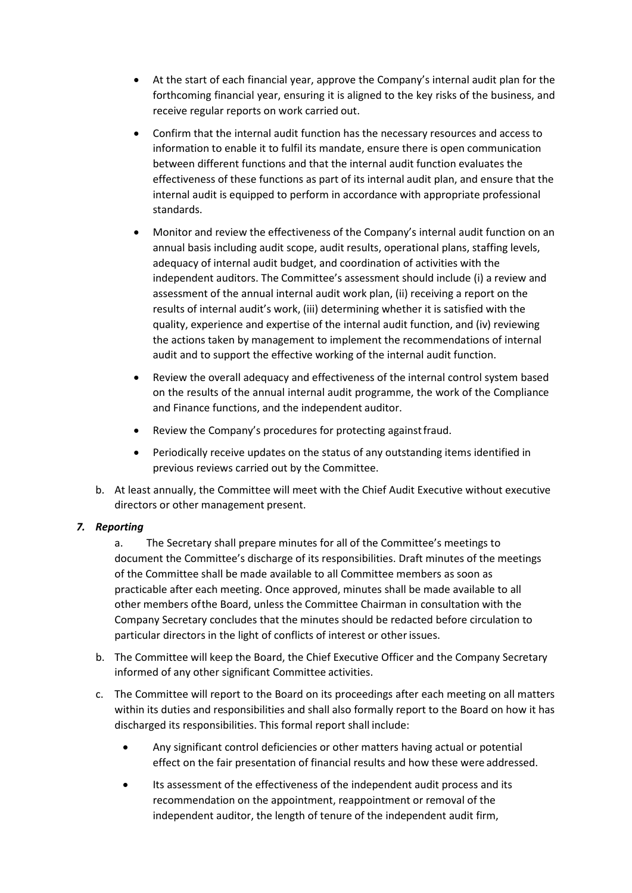- At the start of each financial year, approve the Company's internal audit plan for the forthcoming financial year, ensuring it is aligned to the key risks of the business, and receive regular reports on work carried out.
- Confirm that the internal audit function has the necessary resources and access to information to enable it to fulfil its mandate, ensure there is open communication between different functions and that the internal audit function evaluates the effectiveness of these functions as part of its internal audit plan, and ensure that the internal audit is equipped to perform in accordance with appropriate professional standards.
- Monitor and review the effectiveness of the Company's internal audit function on an annual basis including audit scope, audit results, operational plans, staffing levels, adequacy of internal audit budget, and coordination of activities with the independent auditors. The Committee's assessment should include (i) a review and assessment of the annual internal audit work plan, (ii) receiving a report on the results of internal audit's work, (iii) determining whether it is satisfied with the quality, experience and expertise of the internal audit function, and (iv) reviewing the actions taken by management to implement the recommendations of internal audit and to support the effective working of the internal audit function.
- Review the overall adequacy and effectiveness of the internal control system based on the results of the annual internal audit programme, the work of the Compliance and Finance functions, and the independent auditor.
- Review the Company's procedures for protecting against fraud.
- Periodically receive updates on the status of any outstanding items identified in previous reviews carried out by the Committee.

b. At least annually, the Committee will meet with the Chief Audit Executive without executive directors or other management present.

***7. Reporting***

a. The Secretary shall prepare minutes for all of the Committee's meetings to document the Committee's discharge of its responsibilities. Draft minutes of the meetings of the Committee shall be made available to all Committee members as soon as practicable after each meeting. Once approved, minutes shall be made available to all other members of the Board, unless the Committee Chairman in consultation with the Company Secretary concludes that the minutes should be redacted before circulation to particular directors in the light of conflicts of interest or other issues.

b. The Committee will keep the Board, the Chief Executive Officer and the Company Secretary informed of any other significant Committee activities.

c. The Committee will report to the Board on its proceedings after each meeting on all matters within its duties and responsibilities and shall also formally report to the Board on how it has discharged its responsibilities. This formal report shall include:

- Any significant control deficiencies or other matters having actual or potential effect on the fair presentation of financial results and how these were addressed.
- Its assessment of the effectiveness of the independent audit process and its recommendation on the appointment, reappointment or removal of the independent auditor, the length of tenure of the independent audit firm,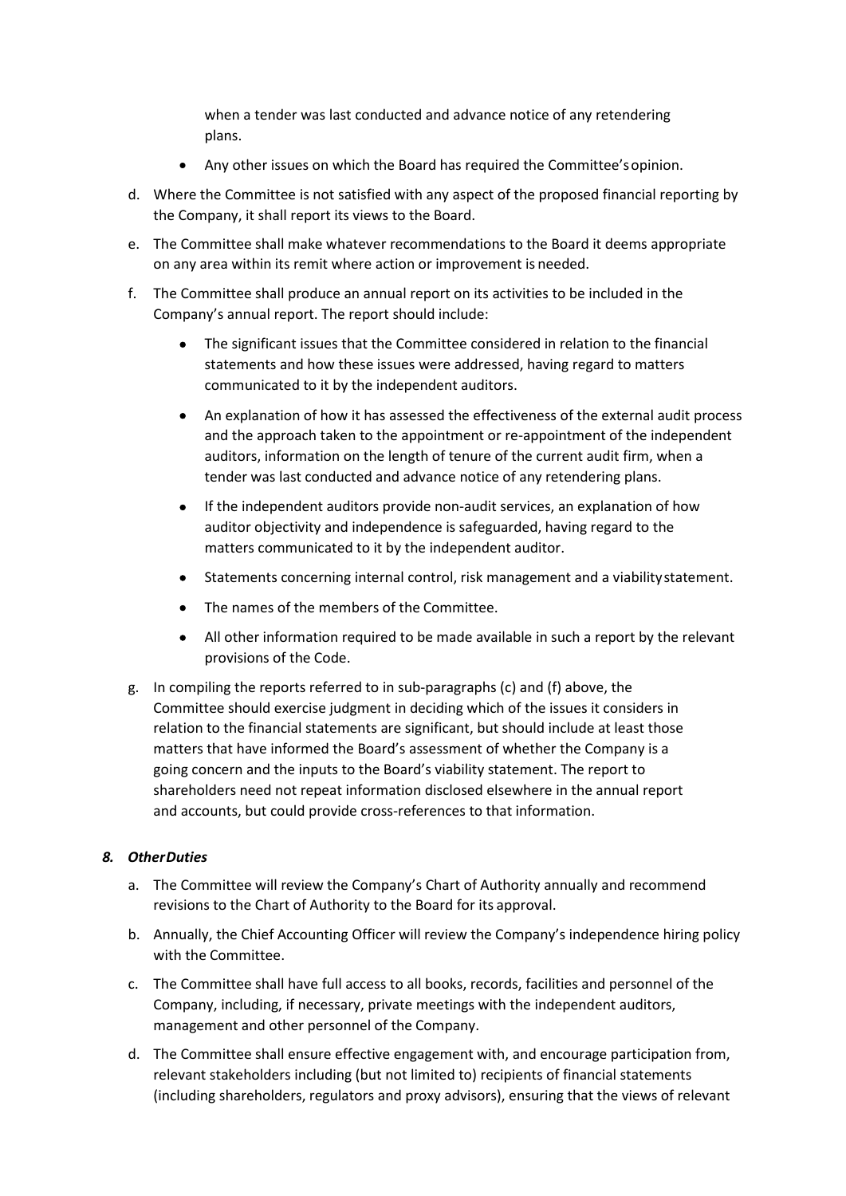when a tender was last conducted and advance notice of any retendering plans.

- Any other issues on which the Board has required the Committee's opinion.

d. Where the Committee is not satisfied with any aspect of the proposed financial reporting by the Company, it shall report its views to the Board.

e. The Committee shall make whatever recommendations to the Board it deems appropriate on any area within its remit where action or improvement is needed.

f. The Committee shall produce an annual report on its activities to be included in the Company's annual report. The report should include:

   - The significant issues that the Committee considered in relation to the financial statements and how these issues were addressed, having regard to matters communicated to it by the independent auditors.
   - An explanation of how it has assessed the effectiveness of the external audit process and the approach taken to the appointment or re-appointment of the independent auditors, information on the length of tenure of the current audit firm, when a tender was last conducted and advance notice of any retendering plans.
   - If the independent auditors provide non-audit services, an explanation of how auditor objectivity and independence is safeguarded, having regard to the matters communicated to it by the independent auditor.
   - Statements concerning internal control, risk management and a viability statement.
   - The names of the members of the Committee.
   - All other information required to be made available in such a report by the relevant provisions of the Code.

g. In compiling the reports referred to in sub-paragraphs (c) and (f) above, the Committee should exercise judgment in deciding which of the issues it considers in relation to the financial statements are significant, but should include at least those matters that have informed the Board's assessment of whether the Company is a going concern and the inputs to the Board's viability statement. The report to shareholders need not repeat information disclosed elsewhere in the annual report and accounts, but could provide cross-references to that information.

### *8. Other Duties*

a. The Committee will review the Company's Chart of Authority annually and recommend revisions to the Chart of Authority to the Board for its approval.

b. Annually, the Chief Accounting Officer will review the Company's independence hiring policy with the Committee.

c. The Committee shall have full access to all books, records, facilities and personnel of the Company, including, if necessary, private meetings with the independent auditors, management and other personnel of the Company.

d. The Committee shall ensure effective engagement with, and encourage participation from, relevant stakeholders including (but not limited to) recipients of financial statements (including shareholders, regulators and proxy advisors), ensuring that the views of relevant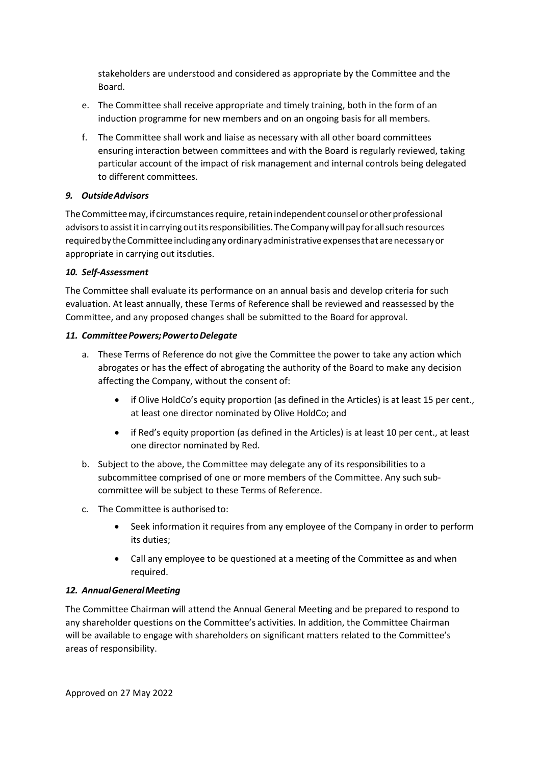stakeholders are understood and considered as appropriate by the Committee and the Board.

e. The Committee shall receive appropriate and timely training, both in the form of an induction programme for new members and on an ongoing basis for all members.

f. The Committee shall work and liaise as necessary with all other board committees ensuring interaction between committees and with the Board is regularly reviewed, taking particular account of the impact of risk management and internal controls being delegated to different committees.

### *9. Outside Advisors*

The Committee may, if circumstances require, retain independent counsel or other professional advisors to assist it in carrying out its responsibilities. The Company will pay for all such resources required by the Committee including any ordinary administrative expenses that are necessary or appropriate in carrying out its duties.

### *10. Self-Assessment*

The Committee shall evaluate its performance on an annual basis and develop criteria for such evaluation. At least annually, these Terms of Reference shall be reviewed and reassessed by the Committee, and any proposed changes shall be submitted to the Board for approval.

### *11. Committee Powers; Power to Delegate*

a. These Terms of Reference do not give the Committee the power to take any action which abrogates or has the effect of abrogating the authority of the Board to make any decision affecting the Company, without the consent of:

   - if Olive HoldCo's equity proportion (as defined in the Articles) is at least 15 per cent., at least one director nominated by Olive HoldCo; and
   - if Red's equity proportion (as defined in the Articles) is at least 10 per cent., at least one director nominated by Red.

b. Subject to the above, the Committee may delegate any of its responsibilities to a subcommittee comprised of one or more members of the Committee. Any such sub-committee will be subject to these Terms of Reference.

c. The Committee is authorised to:

   - Seek information it requires from any employee of the Company in order to perform its duties;
   - Call any employee to be questioned at a meeting of the Committee as and when required.

### *12. Annual General Meeting*

The Committee Chairman will attend the Annual General Meeting and be prepared to respond to any shareholder questions on the Committee's activities. In addition, the Committee Chairman will be available to engage with shareholders on significant matters related to the Committee's areas of responsibility.

Approved on 27 May 2022